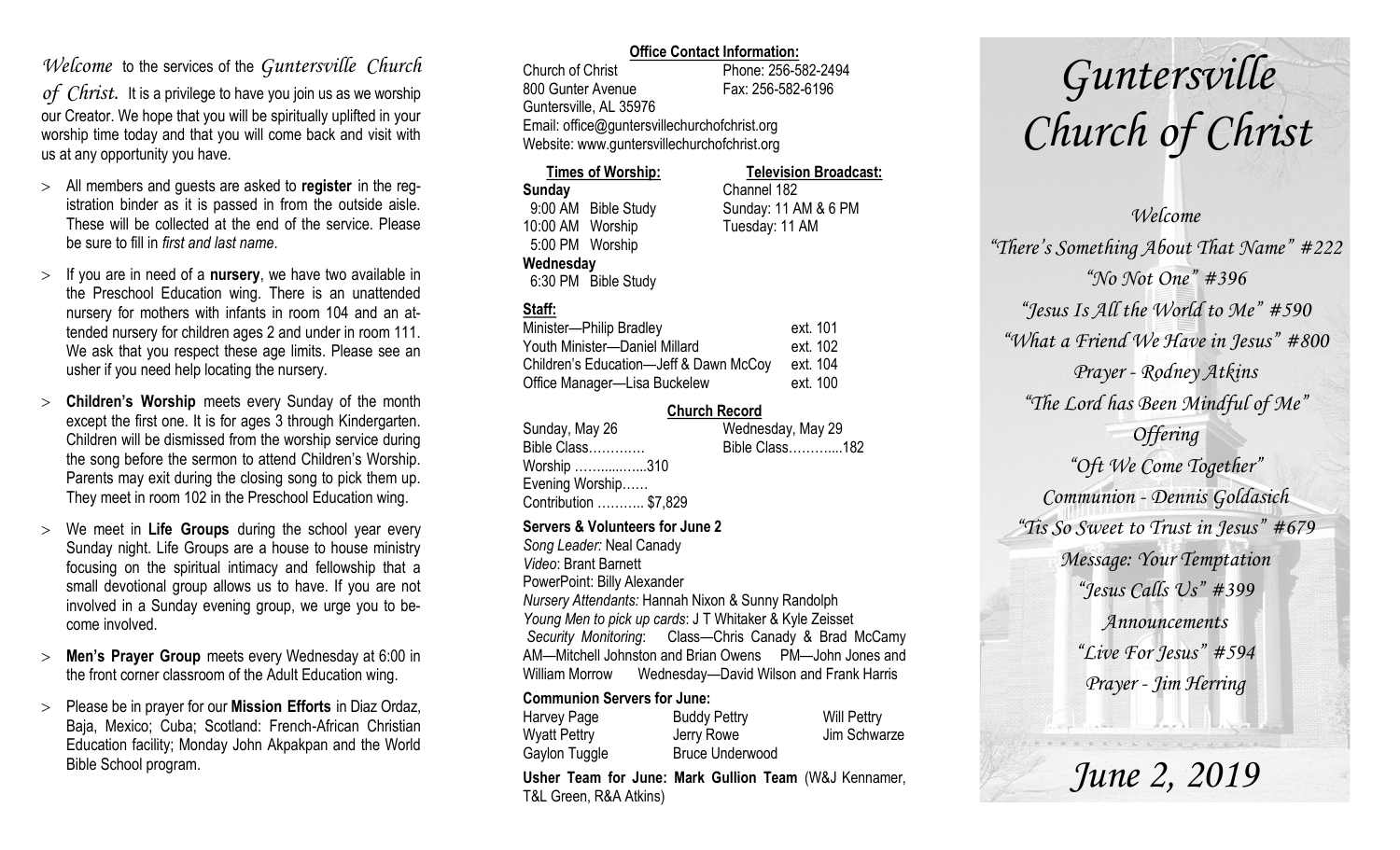*Welcome* to the services of the *Guntersville Church of Christ*. It is a privilege to have you join us as we worship our Creator. We hope that you will be spiritually uplifted in your worship time today and that you will come back and visit with us at any opportunity you have.

- All members and guests are asked to **register** in the registration binder as it is passed in from the outside aisle. These will be collected at the end of the service. Please be sure to fill in *first and last name*.
- If you are in need of a **nursery**, we have two available in the Preschool Education wing. There is an unattended nursery for mothers with infants in room 104 and an attended nursery for children ages 2 and under in room 111. We ask that you respect these age limits. Please see an usher if you need help locating the nursery.
- **Children's Worship** meets every Sunday of the month except the first one. It is for ages 3 through Kindergarten. Children will be dismissed from the worship service during the song before the sermon to attend Children's Worship. Parents may exit during the closing song to pick them up. They meet in room 102 in the Preschool Education wing.
- We meet in **Life Groups** during the school year every Sunday night. Life Groups are a house to house ministry focusing on the spiritual intimacy and fellowship that a small devotional group allows us to have. If you are not involved in a Sunday evening group, we urge you to become involved.
- **Men's Prayer Group** meets every Wednesday at 6:00 in the front corner classroom of the Adult Education wing.
- Please be in prayer for our **Mission Efforts** in Diaz Ordaz, Baja, Mexico; Cuba; Scotland: French-African Christian Education facility; Monday John Akpakpan and the World Bible School program.

**Office Contact Information:**

Church of Christ — Phone: 256-582-2494
800 Gunter Avenue — Fax: 256-582-6196
Guntersville, AL 35976
Email: office@guntersvillechurchofchrist.org
Website: www.guntersvillechurchofchrist.org

**Times of Worship:**

**Sunday**
9:00 AM Bible Study
10:00 AM Worship
5:00 PM Worship
**Wednesday**
6:30 PM Bible Study

**Television Broadcast:**

Channel 182
Sunday: 11 AM & 6 PM
Tuesday: 11 AM

**Staff:**

| | |
|---|---|
| Minister—Philip Bradley | ext. 101 |
| Youth Minister—Daniel Millard | ext. 102 |
| Children's Education—Jeff & Dawn McCoy | ext. 104 |
| Office Manager—Lisa Buckelew | ext. 100 |

**Church Record**

Sunday, May 26
Bible Class…………
Worship ……......…..310
Evening Worship……
Contribution ……….. $7,829

Wednesday, May 29
Bible Class………....182

**Servers & Volunteers for June 2**

*Song Leader:* Neal Canady
*Video*: Brant Barnett
PowerPoint: Billy Alexander
*Nursery Attendants:* Hannah Nixon & Sunny Randolph
*Young Men to pick up cards*: J T Whitaker & Kyle Zeisset
*Security Monitoring*: Class—Chris Canady & Brad McCamy AM—Mitchell Johnston and Brian Owens PM—John Jones and William Morrow Wednesday—David Wilson and Frank Harris

**Communion Servers for June:**

| | | |
|---|---|---|
| Harvey Page | Buddy Pettry | Will Pettry |
| Wyatt Pettry | Jerry Rowe | Jim Schwarze |
| Gaylon Tuggle | Bruce Underwood | |

**Usher Team for June: Mark Gullion Team** (W&J Kennamer, T&L Green, R&A Atkins)

# *Guntersville Church of Christ*

*Welcome*
*"There's Something About That Name" #222*
*"No Not One" #396*
*"Jesus Is All the World to Me" #590*
*"What a Friend We Have in Jesus" #800*
*Prayer - Rodney Atkins*
*"The Lord has Been Mindful of Me"*
*Offering*
*"Oft We Come Together"*
*Communion - Dennis Goldasich*
*"Tis So Sweet to Trust in Jesus" #679*
*Message: Your Temptation*
*"Jesus Calls Us" #399*
*Announcements*
*"Live For Jesus" #594*
*Prayer - Jim Herring*

## *June 2, 2019*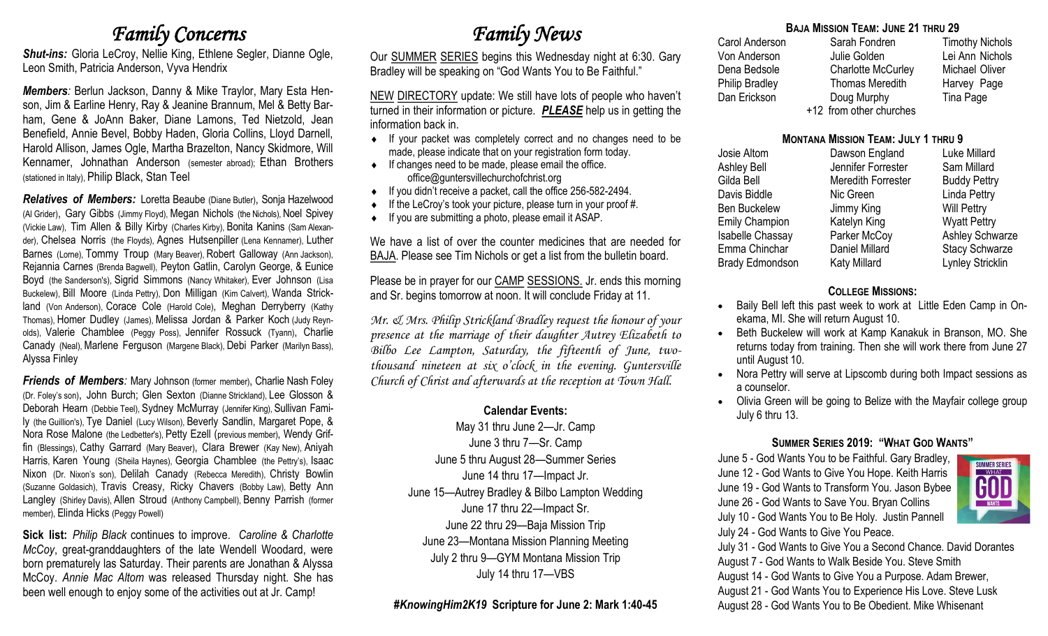# Family Concerns

***Shut-ins:*** Gloria LeCroy, Nellie King, Ethlene Segler, Dianne Ogle, Leon Smith, Patricia Anderson, Vyva Hendrix

***Members:*** Berlun Jackson, Danny & Mike Traylor, Mary Esta Henson, Jim & Earline Henry, Ray & Jeanine Brannum, Mel & Betty Barham, Gene & JoAnn Baker, Diane Lamons, Ted Nietzold, Jean Benefield, Annie Bevel, Bobby Haden, Gloria Collins, Lloyd Darnell, Harold Allison, James Ogle, Martha Brazelton, Nancy Skidmore, Will Kennamer, Johnathan Anderson (semester abroad); Ethan Brothers (stationed in Italy), Philip Black, Stan Teel

***Relatives of Members:*** Loretta Beaube (Diane Butler), Sonja Hazelwood (Al Grider), Gary Gibbs (Jimmy Floyd), Megan Nichols (the Nichols), Noel Spivey (Vickie Law), Tim Allen & Billy Kirby (Charles Kirby), Bonita Kanins (Sam Alexander), Chelsea Norris (the Floyds), Agnes Hutsenpiller (Lena Kennamer), Luther Barnes (Lorne), Tommy Troup (Mary Beaver), Robert Galloway (Ann Jackson), Rejannia Carnes (Brenda Bagwell), Peyton Gatlin, Carolyn George, & Eunice Boyd (the Sanderson's), Sigrid Simmons (Nancy Whitaker), Ever Johnson (Lisa Buckelew), Bill Moore (Linda Pettry), Don Milligan (Kim Calvert), Wanda Strickland (Von Anderson), Corace Cole (Harold Cole), Meghan Derryberry (Kathy Thomas), Homer Dudley (James), Melissa Jordan & Parker Koch (Judy Reynolds), Valerie Chamblee (Peggy Poss), Jennifer Rossuck (Tyann), Charlie Canady (Neal), Marlene Ferguson (Margene Black), Debi Parker (Marilyn Bass), Alyssa Finley

***Friends of Members:*** Mary Johnson (former member), Charlie Nash Foley (Dr. Foley's son), John Burch; Glen Sexton (Dianne Strickland), Lee Glosson & Deborah Hearn (Debbie Teel), Sydney McMurray (Jennifer King), Sullivan Family (the Guillion's), Tye Daniel (Lucy Wilson), Beverly Sandlin, Margaret Pope, & Nora Rose Malone (the Ledbetter's), Petty Ezell (previous member), Wendy Griffin (Blessings), Cathy Garrard (Mary Beaver), Clara Brewer (Kay New), Aniyah Harris, Karen Young (Sheila Haynes), Georgia Chamblee (the Pettry's), Isaac Nixon (Dr. Nixon's son), Delilah Canady (Rebecca Meredith), Christy Bowlin (Suzanne Goldasich), Travis Creasy, Ricky Chavers (Bobby Law), Betty Ann Langley (Shirley Davis), Allen Stroud (Anthony Campbell), Benny Parrish (former member), Elinda Hicks (Peggy Powell)

**Sick list:** *Philip Black* continues to improve. *Caroline & Charlotte McCoy*, great-granddaughters of the late Wendell Woodard, were born prematurely las Saturday. Their parents are Jonathan & Alyssa McCoy. *Annie Mac Altom* was released Thursday night. She has been well enough to enjoy some of the activities out at Jr. Camp!

# Family News

Our SUMMER SERIES begins this Wednesday night at 6:30. Gary Bradley will be speaking on "God Wants You to Be Faithful."

NEW DIRECTORY update: We still have lots of people who haven't turned in their information or picture. ***PLEASE*** help us in getting the information back in.

- If your packet was completely correct and no changes need to be made, please indicate that on your registration form today.
- If changes need to be made, please email the office. office@guntersvillechurchofchrist.org
- If you didn't receive a packet, call the office 256-582-2494.
- If the LeCroy's took your picture, please turn in your proof #.
- If you are submitting a photo, please email it ASAP.

We have a list of over the counter medicines that are needed for BAJA. Please see Tim Nichols or get a list from the bulletin board.

Please be in prayer for our CAMP SESSIONS. Jr. ends this morning and Sr. begins tomorrow at noon. It will conclude Friday at 11.

*Mr. & Mrs. Philip Strickland Bradley request the honour of your presence at the marriage of their daughter Autrey Elizabeth to Bilbo Lee Lampton, Saturday, the fifteenth of June, two-thousand nineteen at six o'clock in the evening. Guntersville Church of Christ and afterwards at the reception at Town Hall.*

**Calendar Events:**

May 31 thru June 2—Jr. Camp
June 3 thru 7—Sr. Camp
June 5 thru August 28—Summer Series
June 14 thru 17—Impact Jr.
June 15—Autrey Bradley & Bilbo Lampton Wedding
June 17 thru 22—Impact Sr.
June 22 thru 29—Baja Mission Trip
June 23—Montana Mission Planning Meeting
July 2 thru 9—GYM Montana Mission Trip
July 14 thru 17—VBS

***#KnowingHim2K19* Scripture for June 2: Mark 1:40-45**

## BAJA MISSION TEAM: JUNE 21 THRU 29

| | | |
|---|---|---|
| Carol Anderson | Sarah Fondren | Timothy Nichols |
| Von Anderson | Julie Golden | Lei Ann Nichols |
| Dena Bedsole | Charlotte McCurley | Michael Oliver |
| Philip Bradley | Thomas Meredith | Harvey Page |
| Dan Erickson | Doug Murphy | Tina Page |

+12 from other churches

## MONTANA MISSION TEAM: JULY 1 THRU 9

| | | |
|---|---|---|
| Josie Altom | Dawson England | Luke Millard |
| Ashley Bell | Jennifer Forrester | Sam Millard |
| Gilda Bell | Meredith Forrester | Buddy Pettry |
| Davis Biddle | Nic Green | Linda Pettry |
| Ben Buckelew | Jimmy King | Will Pettry |
| Emily Champion | Katelyn King | Wyatt Pettry |
| Isabelle Chassay | Parker McCoy | Ashley Schwarze |
| Emma Chinchar | Daniel Millard | Stacy Schwarze |
| Brady Edmondson | Katy Millard | Lynley Stricklin |

## COLLEGE MISSIONS:

- Baily Bell left this past week to work at Little Eden Camp in Onekama, MI. She will return August 10.
- Beth Buckelew will work at Kamp Kanakuk in Branson, MO. She returns today from training. Then she will work there from June 27 until August 10.
- Nora Pettry will serve at Lipscomb during both Impact sessions as a counselor.
- Olivia Green will be going to Belize with the Mayfair college group July 6 thru 13.

## SUMMER SERIES 2019: "WHAT GOD WANTS"

June 5 - God Wants You to be Faithful. Gary Bradley,
June 12 - God Wants to Give You Hope. Keith Harris
June 19 - God Wants to Transform You. Jason Bybee
June 26 - God Wants to Save You. Bryan Collins
July 10 - God Wants You to Be Holy. Justin Pannell
July 24 - God Wants to Give You Peace.
July 31 - God Wants to Give You a Second Chance. David Dorantes
August 7 - God Wants to Walk Beside You. Steve Smith
August 14 - God Wants to Give You a Purpose. Adam Brewer,
August 21 - God Wants You to Experience His Love. Steve Lusk
August 28 - God Wants You to Be Obedient. Mike Whisenant